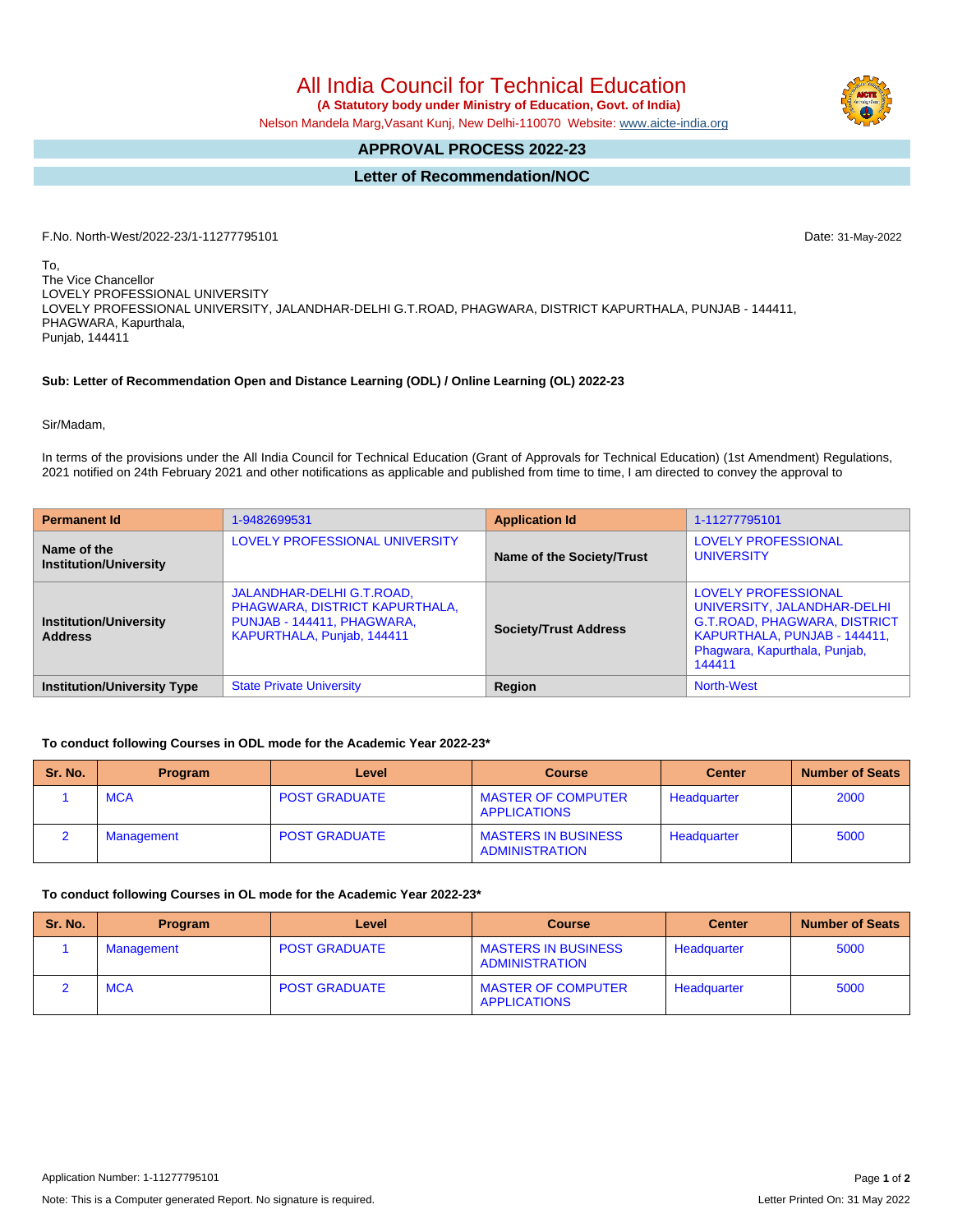# All India Council for Technical Education

**(A Statutory body under Ministry of Education, Govt. of India)**

Nelson Mandela Marg,Vasant Kunj, New Delhi-110070 Website: www.aicte-india.org

## APPROVAL PROCESS 2022-23

## Letter of Recommendation/NOC

F.No. North-West/2022-23/1-11277795101

Date: 31-May-2022

To,
The Vice Chancellor
LOVELY PROFESSIONAL UNIVERSITY
LOVELY PROFESSIONAL UNIVERSITY, JALANDHAR-DELHI G.T.ROAD, PHAGWARA, DISTRICT KAPURTHALA, PUNJAB - 144411,
PHAGWARA, Kapurthala,
Punjab, 144411

**Sub: Letter of Recommendation Open and Distance Learning (ODL) / Online Learning (OL) 2022-23**

Sir/Madam,

In terms of the provisions under the All India Council for Technical Education (Grant of Approvals for Technical Education) (1st Amendment) Regulations, 2021 notified on 24th February 2021 and other notifications as applicable and published from time to time, I am directed to convey the approval to

| **Permanent Id** | 1-9482699531 | **Application Id** | 1-11277795101 |
|---|---|---|---|
| **Name of the Institution/University** | LOVELY PROFESSIONAL UNIVERSITY | **Name of the Society/Trust** | LOVELY PROFESSIONAL UNIVERSITY |
| **Institution/University Address** | JALANDHAR-DELHI G.T.ROAD, PHAGWARA, DISTRICT KAPURTHALA, PUNJAB - 144411, PHAGWARA, KAPURTHALA, Punjab, 144411 | **Society/Trust Address** | LOVELY PROFESSIONAL UNIVERSITY, JALANDHAR-DELHI G.T.ROAD, PHAGWARA, DISTRICT KAPURTHALA, PUNJAB - 144411, Phagwara, Kapurthala, Punjab, 144411 |
| **Institution/University Type** | State Private University | **Region** | North-West |

**To conduct following Courses in ODL mode for the Academic Year 2022-23***

| Sr. No. | Program | Level | Course | Center | Number of Seats |
|---|---|---|---|---|---|
| 1 | MCA | POST GRADUATE | MASTER OF COMPUTER APPLICATIONS | Headquarter | 2000 |
| 2 | Management | POST GRADUATE | MASTERS IN BUSINESS ADMINISTRATION | Headquarter | 5000 |

**To conduct following Courses in OL mode for the Academic Year 2022-23***

| Sr. No. | Program | Level | Course | Center | Number of Seats |
|---|---|---|---|---|---|
| 1 | Management | POST GRADUATE | MASTERS IN BUSINESS ADMINISTRATION | Headquarter | 5000 |
| 2 | MCA | POST GRADUATE | MASTER OF COMPUTER APPLICATIONS | Headquarter | 5000 |

Application Number: 1-11277795101

Note: This is a Computer generated Report. No signature is required.

Letter Printed On: 31 May 2022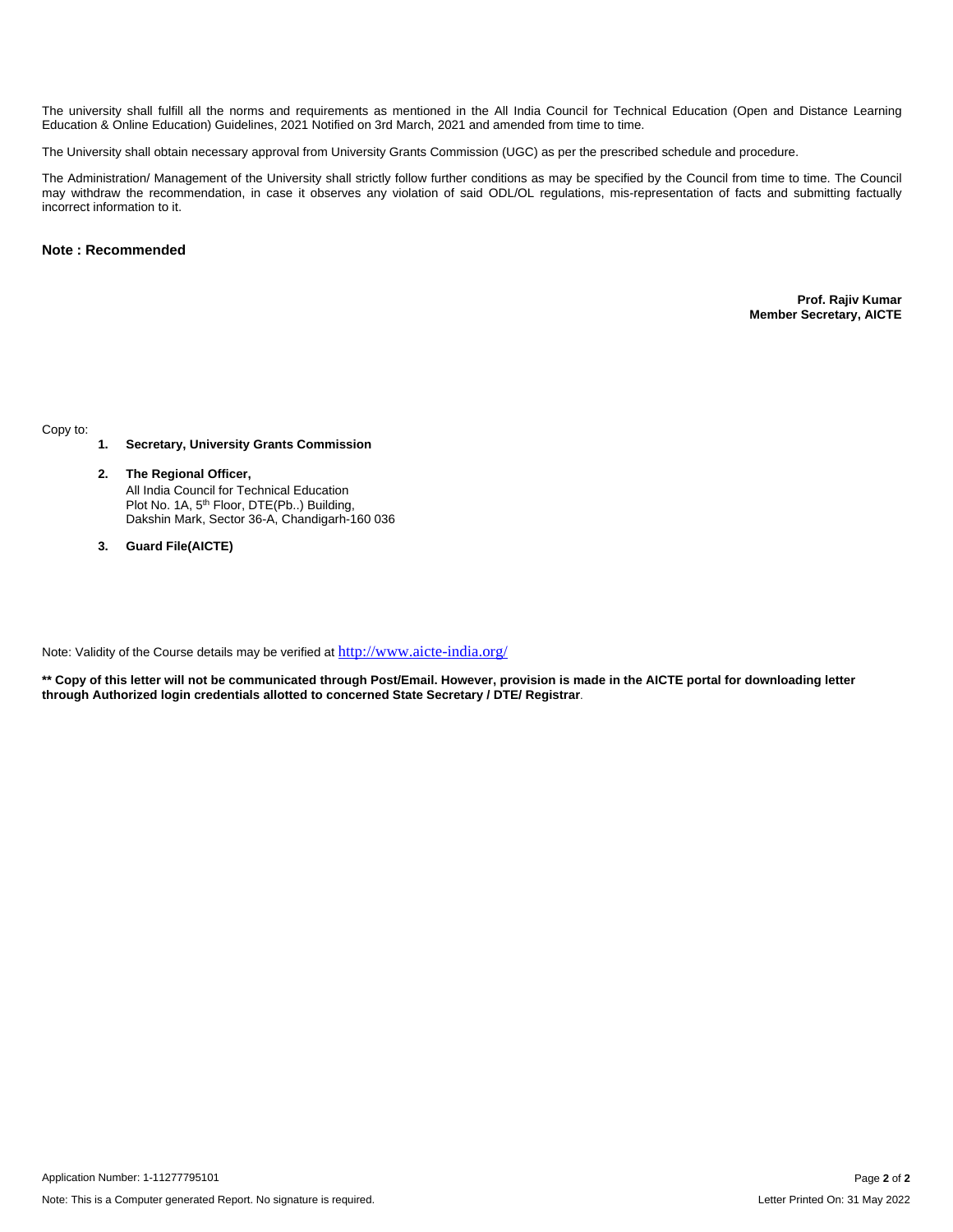The university shall fulfill all the norms and requirements as mentioned in the All India Council for Technical Education (Open and Distance Learning Education & Online Education) Guidelines, 2021 Notified on 3rd March, 2021 and amended from time to time.

The University shall obtain necessary approval from University Grants Commission (UGC) as per the prescribed schedule and procedure.

The Administration/ Management of the University shall strictly follow further conditions as may be specified by the Council from time to time. The Council may withdraw the recommendation, in case it observes any violation of said ODL/OL regulations, mis-representation of facts and submitting factually incorrect information to it.

**Note : Recommended**

**Prof. Rajiv Kumar**
**Member Secretary, AICTE**

Copy to:

1. **Secretary, University Grants Commission**
2. **The Regional Officer,**
   All India Council for Technical Education
   Plot No. 1A, 5th Floor, DTE(Pb..) Building,
   Dakshin Mark, Sector 36-A, Chandigarh-160 036
3. **Guard File(AICTE)**

Note: Validity of the Course details may be verified at http://www.aicte-india.org/

**** Copy of this letter will not be communicated through Post/Email. However, provision is made in the AICTE portal for downloading letter through Authorized login credentials allotted to concerned State Secretary / DTE/ Registrar**.

Application Number: 1-11277795101

Note: This is a Computer generated Report. No signature is required.

Letter Printed On: 31 May 2022